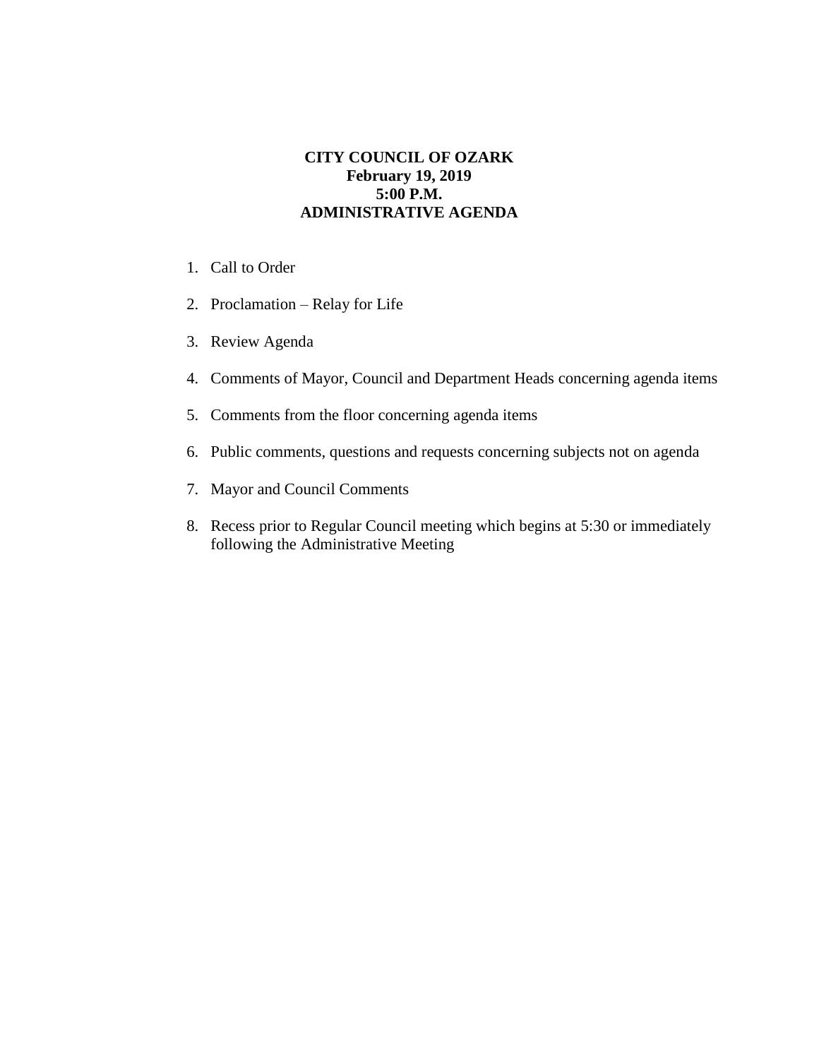# CITY COUNCIL OF OZARK
**February 19, 2019**
**5:00 P.M.**
**ADMINISTRATIVE AGENDA**

1. Call to Order
2. Proclamation – Relay for Life
3. Review Agenda
4. Comments of Mayor, Council and Department Heads concerning agenda items
5. Comments from the floor concerning agenda items
6. Public comments, questions and requests concerning subjects not on agenda
7. Mayor and Council Comments
8. Recess prior to Regular Council meeting which begins at 5:30 or immediately following the Administrative Meeting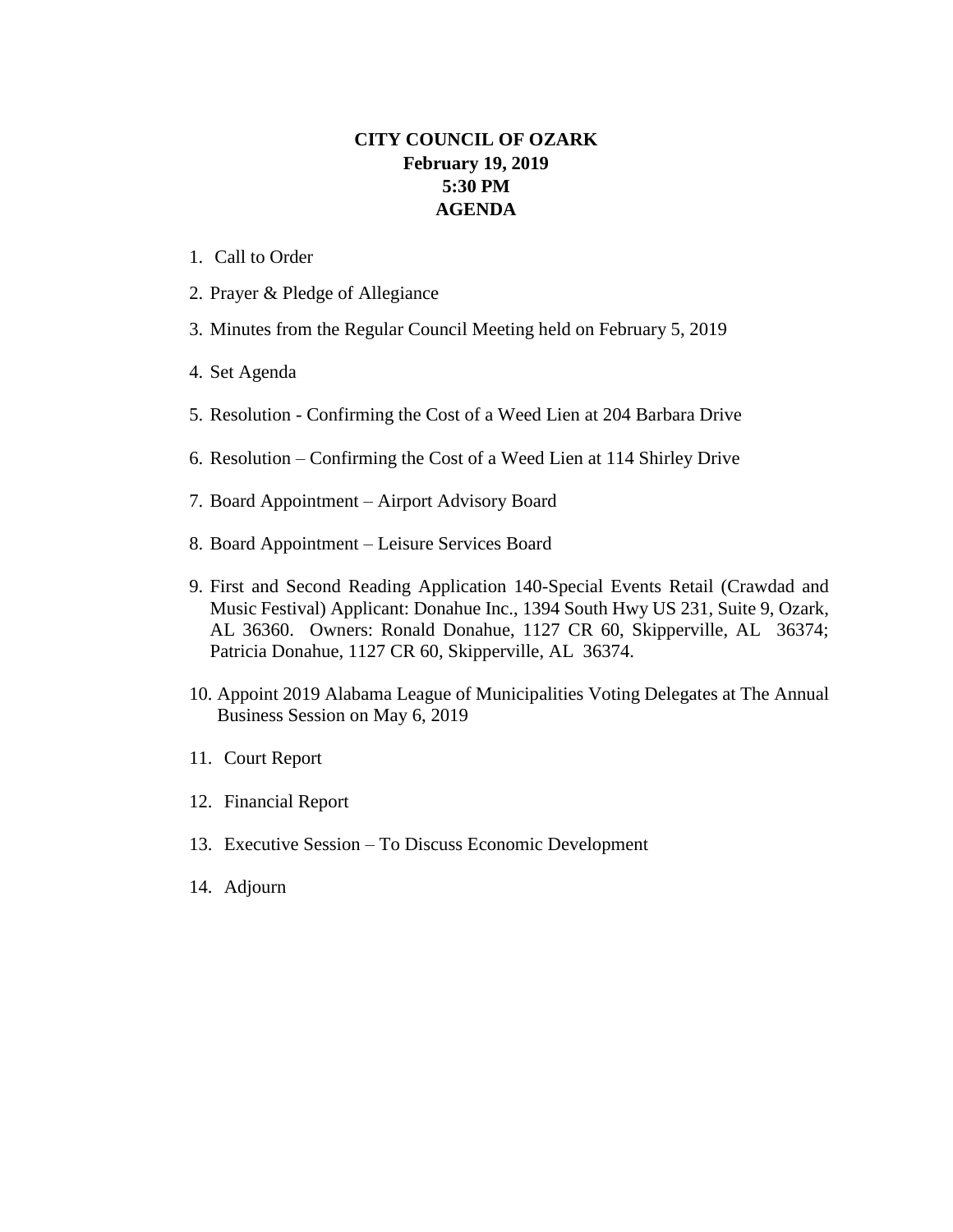**CITY COUNCIL OF OZARK**
**February 19, 2019**
**5:30 PM**
**AGENDA**

1. Call to Order
2. Prayer & Pledge of Allegiance
3. Minutes from the Regular Council Meeting held on February 5, 2019
4. Set Agenda
5. Resolution - Confirming the Cost of a Weed Lien at 204 Barbara Drive
6. Resolution – Confirming the Cost of a Weed Lien at 114 Shirley Drive
7. Board Appointment – Airport Advisory Board
8. Board Appointment – Leisure Services Board
9. First and Second Reading Application 140-Special Events Retail (Crawdad and Music Festival) Applicant: Donahue Inc., 1394 South Hwy US 231, Suite 9, Ozark, AL 36360. Owners: Ronald Donahue, 1127 CR 60, Skipperville, AL 36374; Patricia Donahue, 1127 CR 60, Skipperville, AL 36374.
10. Appoint 2019 Alabama League of Municipalities Voting Delegates at The Annual Business Session on May 6, 2019
11. Court Report
12. Financial Report
13. Executive Session – To Discuss Economic Development
14. Adjourn